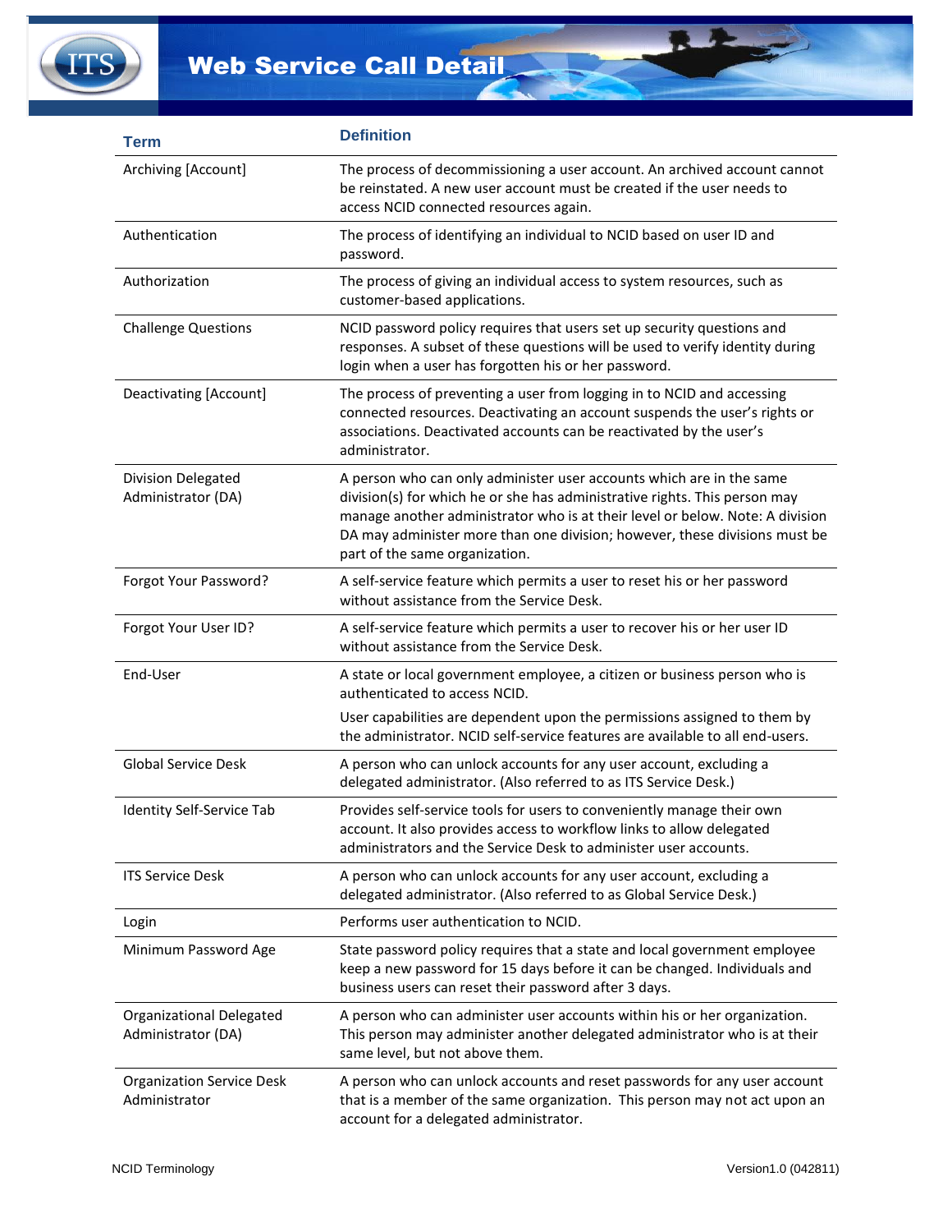# Web Service Call Detail

| Term | Definition |
|---|---|
| Archiving [Account] | The process of decommissioning a user account. An archived account cannot be reinstated. A new user account must be created if the user needs to access NCID connected resources again. |
| Authentication | The process of identifying an individual to NCID based on user ID and password. |
| Authorization | The process of giving an individual access to system resources, such as customer-based applications. |
| Challenge Questions | NCID password policy requires that users set up security questions and responses. A subset of these questions will be used to verify identity during login when a user has forgotten his or her password. |
| Deactivating [Account] | The process of preventing a user from logging in to NCID and accessing connected resources. Deactivating an account suspends the user's rights or associations. Deactivated accounts can be reactivated by the user's administrator. |
| Division Delegated Administrator (DA) | A person who can only administer user accounts which are in the same division(s) for which he or she has administrative rights. This person may manage another administrator who is at their level or below. Note: A division DA may administer more than one division; however, these divisions must be part of the same organization. |
| Forgot Your Password? | A self-service feature which permits a user to reset his or her password without assistance from the Service Desk. |
| Forgot Your User ID? | A self-service feature which permits a user to recover his or her user ID without assistance from the Service Desk. |
| End-User | A state or local government employee, a citizen or business person who is authenticated to access NCID.<br>User capabilities are dependent upon the permissions assigned to them by the administrator. NCID self-service features are available to all end-users. |
| Global Service Desk | A person who can unlock accounts for any user account, excluding a delegated administrator. (Also referred to as ITS Service Desk.) |
| Identity Self-Service Tab | Provides self-service tools for users to conveniently manage their own account. It also provides access to workflow links to allow delegated administrators and the Service Desk to administer user accounts. |
| ITS Service Desk | A person who can unlock accounts for any user account, excluding a delegated administrator. (Also referred to as Global Service Desk.) |
| Login | Performs user authentication to NCID. |
| Minimum Password Age | State password policy requires that a state and local government employee keep a new password for 15 days before it can be changed. Individuals and business users can reset their password after 3 days. |
| Organizational Delegated Administrator (DA) | A person who can administer user accounts within his or her organization. This person may administer another delegated administrator who is at their same level, but not above them. |
| Organization Service Desk Administrator | A person who can unlock accounts and reset passwords for any user account that is a member of the same organization. This person may not act upon an account for a delegated administrator. |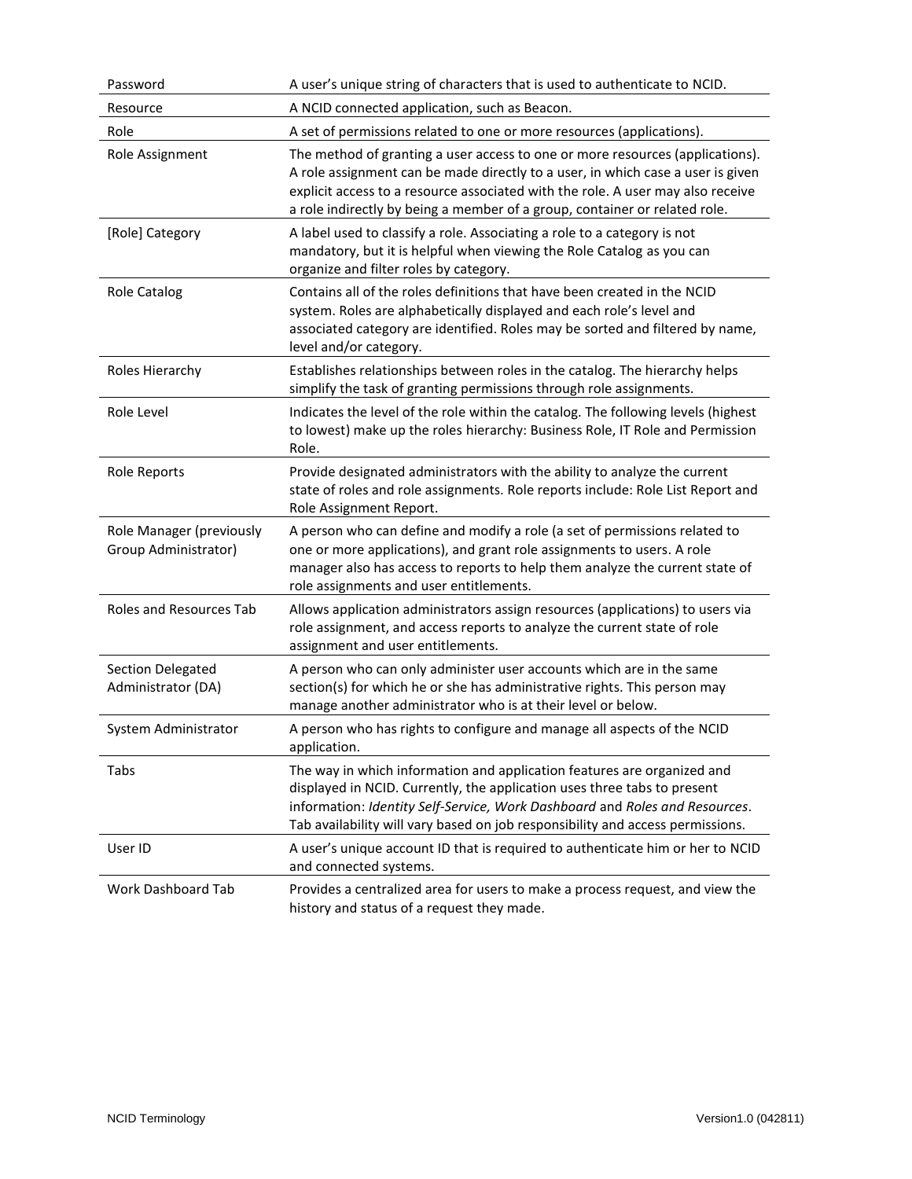| | |
|---|---|
| Password | A user's unique string of characters that is used to authenticate to NCID. |
| Resource | A NCID connected application, such as Beacon. |
| Role | A set of permissions related to one or more resources (applications). |
| Role Assignment | The method of granting a user access to one or more resources (applications). A role assignment can be made directly to a user, in which case a user is given explicit access to a resource associated with the role. A user may also receive a role indirectly by being a member of a group, container or related role. |
| [Role] Category | A label used to classify a role. Associating a role to a category is not mandatory, but it is helpful when viewing the Role Catalog as you can organize and filter roles by category. |
| Role Catalog | Contains all of the roles definitions that have been created in the NCID system. Roles are alphabetically displayed and each role's level and associated category are identified. Roles may be sorted and filtered by name, level and/or category. |
| Roles Hierarchy | Establishes relationships between roles in the catalog. The hierarchy helps simplify the task of granting permissions through role assignments. |
| Role Level | Indicates the level of the role within the catalog. The following levels (highest to lowest) make up the roles hierarchy: Business Role, IT Role and Permission Role. |
| Role Reports | Provide designated administrators with the ability to analyze the current state of roles and role assignments. Role reports include: Role List Report and Role Assignment Report. |
| Role Manager (previously Group Administrator) | A person who can define and modify a role (a set of permissions related to one or more applications), and grant role assignments to users. A role manager also has access to reports to help them analyze the current state of role assignments and user entitlements. |
| Roles and Resources Tab | Allows application administrators assign resources (applications) to users via role assignment, and access reports to analyze the current state of role assignment and user entitlements. |
| Section Delegated Administrator (DA) | A person who can only administer user accounts which are in the same section(s) for which he or she has administrative rights. This person may manage another administrator who is at their level or below. |
| System Administrator | A person who has rights to configure and manage all aspects of the NCID application. |
| Tabs | The way in which information and application features are organized and displayed in NCID. Currently, the application uses three tabs to present information: *Identity Self-Service, Work Dashboard* and *Roles and Resources*. Tab availability will vary based on job responsibility and access permissions. |
| User ID | A user's unique account ID that is required to authenticate him or her to NCID and connected systems. |
| Work Dashboard Tab | Provides a centralized area for users to make a process request, and view the history and status of a request they made. |